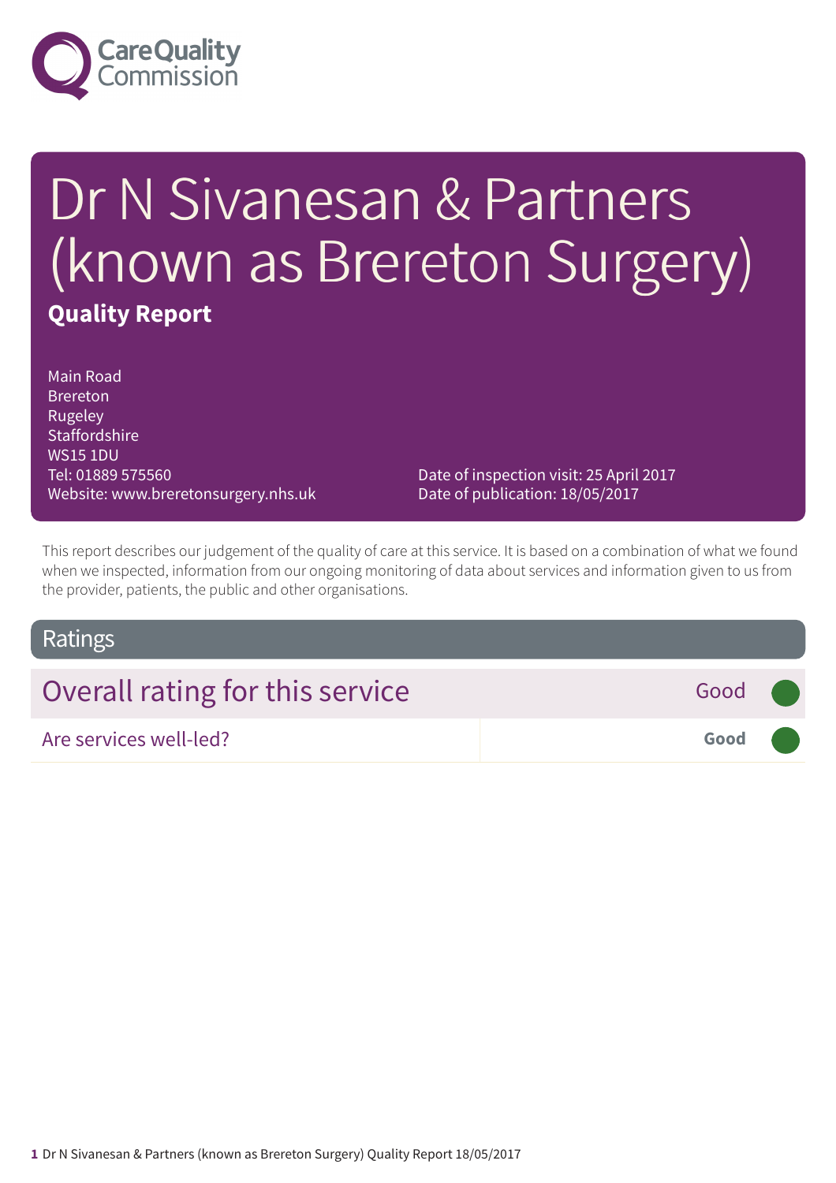Care Quality Commission

# Dr N Sivanesan & Partners (known as Brereton Surgery)

**Quality Report**

Main Road
Brereton
Rugeley
Staffordshire
WS15 1DU
Tel: 01889 575560
Website: www.breretonsurgery.nhs.uk

Date of inspection visit: 25 April 2017
Date of publication: 18/05/2017

This report describes our judgement of the quality of care at this service. It is based on a combination of what we found when we inspected, information from our ongoing monitoring of data about services and information given to us from the provider, patients, the public and other organisations.

## Ratings

| Overall rating for this service | Good |
|---|---|
| Are services well-led? | **Good** |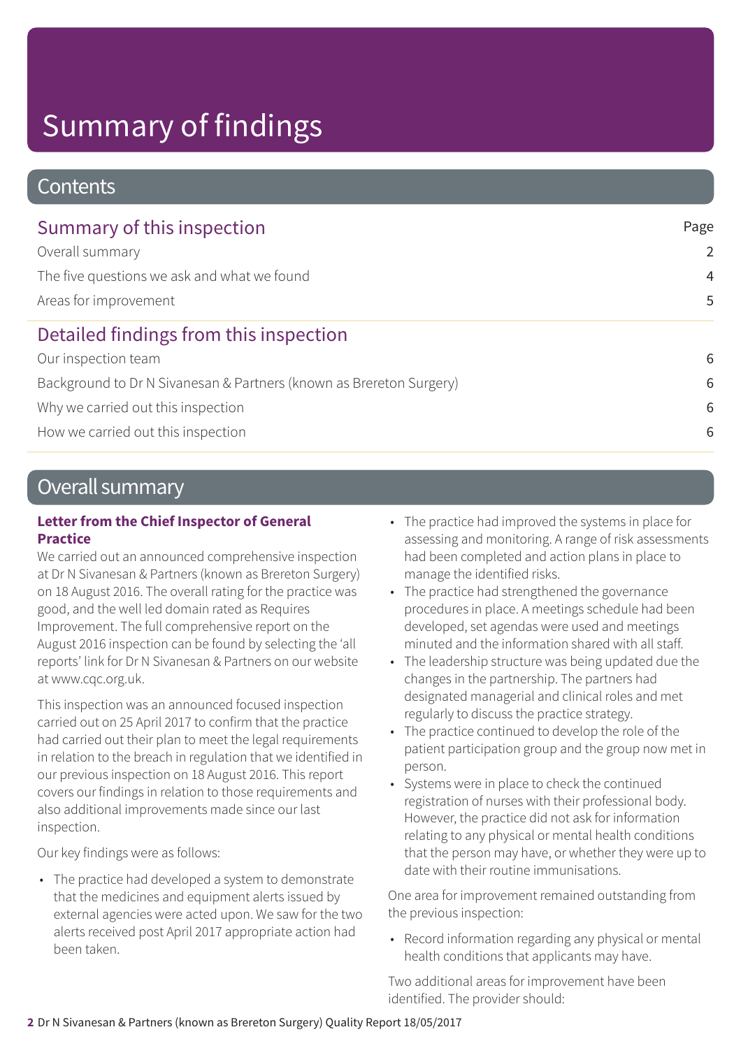# Summary of findings

## Contents

### Summary of this inspection

| | Page |
|---|---|
| Overall summary | 2 |
| The five questions we ask and what we found | 4 |
| Areas for improvement | 5 |

### Detailed findings from this inspection

| | |
|---|---|
| Our inspection team | 6 |
| Background to Dr N Sivanesan & Partners (known as Brereton Surgery) | 6 |
| Why we carried out this inspection | 6 |
| How we carried out this inspection | 6 |

## Overall summary

**Letter from the Chief Inspector of General Practice**

We carried out an announced comprehensive inspection at Dr N Sivanesan & Partners (known as Brereton Surgery) on 18 August 2016. The overall rating for the practice was good, and the well led domain rated as Requires Improvement. The full comprehensive report on the August 2016 inspection can be found by selecting the 'all reports' link for Dr N Sivanesan & Partners on our website at www.cqc.org.uk.

This inspection was an announced focused inspection carried out on 25 April 2017 to confirm that the practice had carried out their plan to meet the legal requirements in relation to the breach in regulation that we identified in our previous inspection on 18 August 2016. This report covers our findings in relation to those requirements and also additional improvements made since our last inspection.

Our key findings were as follows:

- The practice had developed a system to demonstrate that the medicines and equipment alerts issued by external agencies were acted upon. We saw for the two alerts received post April 2017 appropriate action had been taken.
- The practice had improved the systems in place for assessing and monitoring. A range of risk assessments had been completed and action plans in place to manage the identified risks.
- The practice had strengthened the governance procedures in place. A meetings schedule had been developed, set agendas were used and meetings minuted and the information shared with all staff.
- The leadership structure was being updated due the changes in the partnership. The partners had designated managerial and clinical roles and met regularly to discuss the practice strategy.
- The practice continued to develop the role of the patient participation group and the group now met in person.
- Systems were in place to check the continued registration of nurses with their professional body. However, the practice did not ask for information relating to any physical or mental health conditions that the person may have, or whether they were up to date with their routine immunisations.

One area for improvement remained outstanding from the previous inspection:

- Record information regarding any physical or mental health conditions that applicants may have.

Two additional areas for improvement have been identified. The provider should: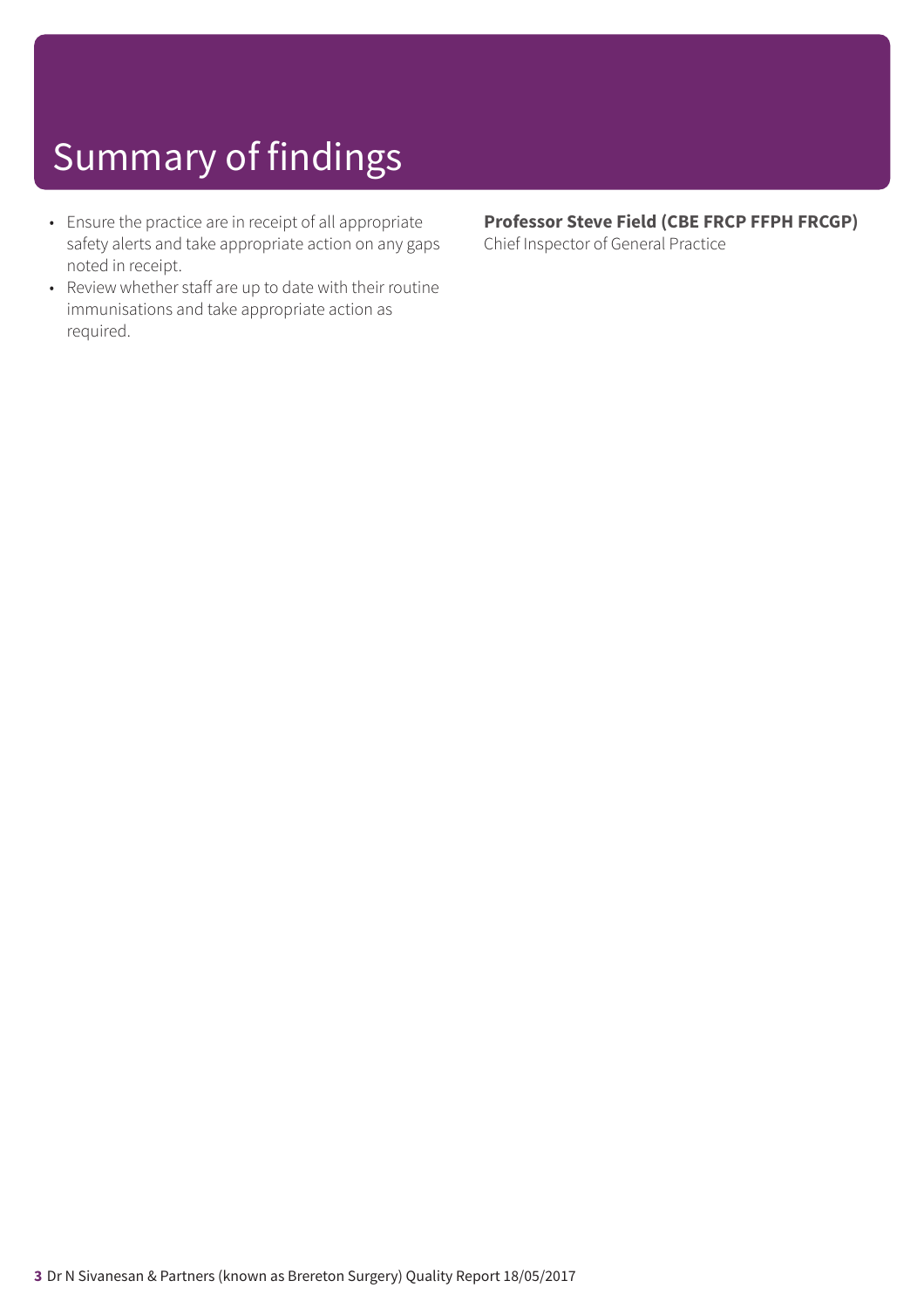# Summary of findings

- Ensure the practice are in receipt of all appropriate safety alerts and take appropriate action on any gaps noted in receipt.
- Review whether staff are up to date with their routine immunisations and take appropriate action as required.

**Professor Steve Field (CBE FRCP FFPH FRCGP)**
Chief Inspector of General Practice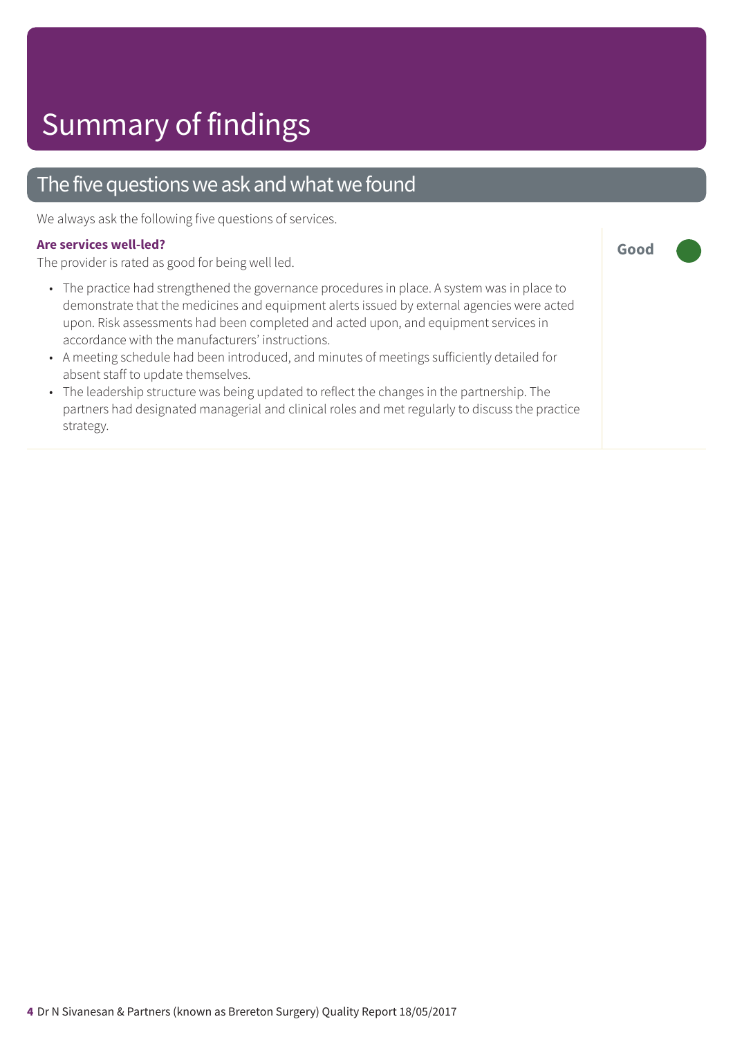# Summary of findings

## The five questions we ask and what we found

We always ask the following five questions of services.

**Are services well-led?**

**Good**

The provider is rated as good for being well led.

- The practice had strengthened the governance procedures in place. A system was in place to demonstrate that the medicines and equipment alerts issued by external agencies were acted upon. Risk assessments had been completed and acted upon, and equipment services in accordance with the manufacturers' instructions.
- A meeting schedule had been introduced, and minutes of meetings sufficiently detailed for absent staff to update themselves.
- The leadership structure was being updated to reflect the changes in the partnership. The partners had designated managerial and clinical roles and met regularly to discuss the practice strategy.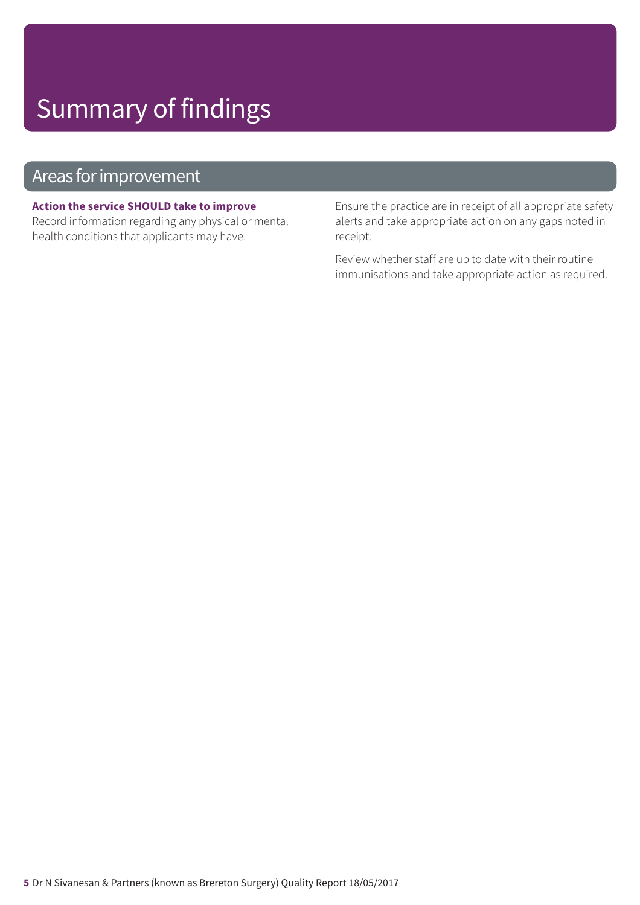# Summary of findings

## Areas for improvement

**Action the service SHOULD take to improve**

Record information regarding any physical or mental health conditions that applicants may have.

Ensure the practice are in receipt of all appropriate safety alerts and take appropriate action on any gaps noted in receipt.

Review whether staff are up to date with their routine immunisations and take appropriate action as required.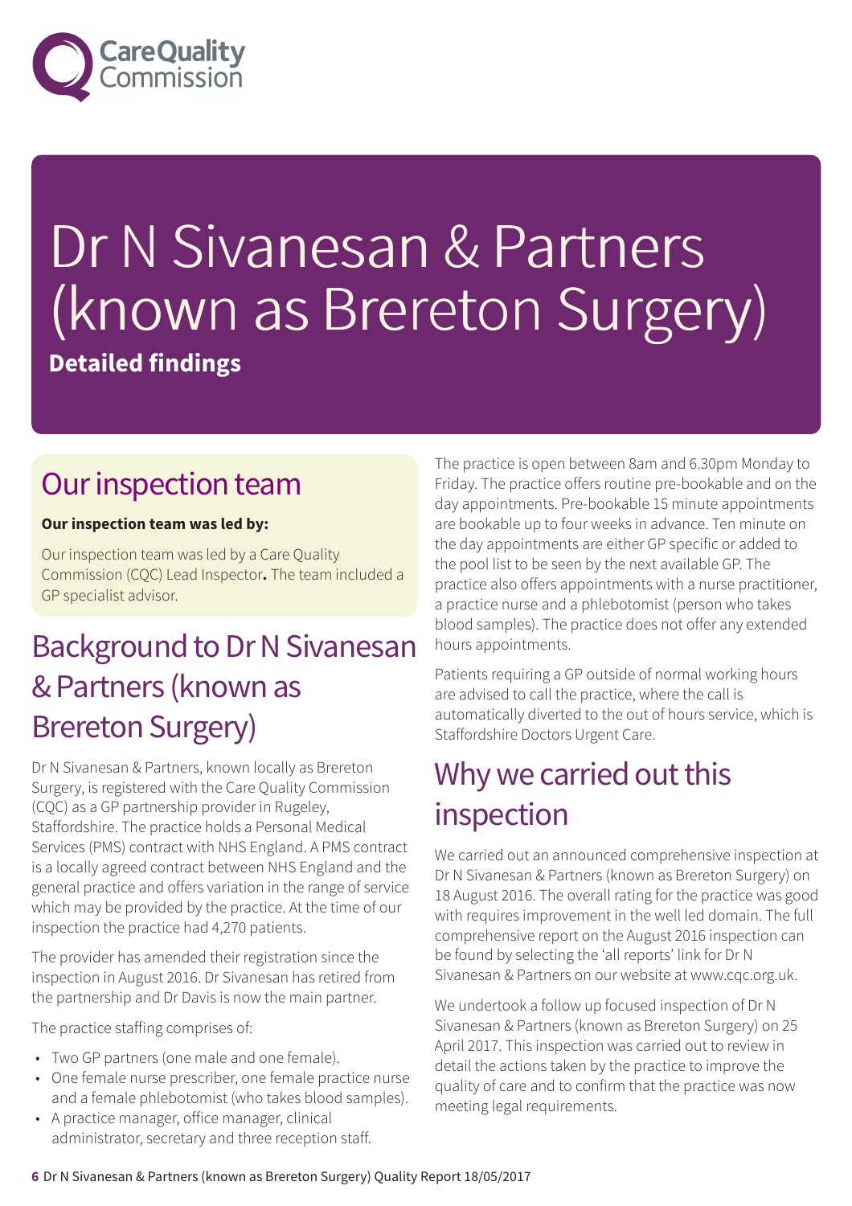# Dr N Sivanesan & Partners (known as Brereton Surgery)

**Detailed findings**

## Our inspection team

**Our inspection team was led by:**

Our inspection team was led by a Care Quality Commission (CQC) Lead Inspector**.** The team included a GP specialist advisor.

## Background to Dr N Sivanesan & Partners (known as Brereton Surgery)

Dr N Sivanesan & Partners, known locally as Brereton Surgery, is registered with the Care Quality Commission (CQC) as a GP partnership provider in Rugeley, Staffordshire. The practice holds a Personal Medical Services (PMS) contract with NHS England. A PMS contract is a locally agreed contract between NHS England and the general practice and offers variation in the range of service which may be provided by the practice. At the time of our inspection the practice had 4,270 patients.

The provider has amended their registration since the inspection in August 2016. Dr Sivanesan has retired from the partnership and Dr Davis is now the main partner.

The practice staffing comprises of:

- Two GP partners (one male and one female).
- One female nurse prescriber, one female practice nurse and a female phlebotomist (who takes blood samples).
- A practice manager, office manager, clinical administrator, secretary and three reception staff.

The practice is open between 8am and 6.30pm Monday to Friday. The practice offers routine pre-bookable and on the day appointments. Pre-bookable 15 minute appointments are bookable up to four weeks in advance. Ten minute on the day appointments are either GP specific or added to the pool list to be seen by the next available GP. The practice also offers appointments with a nurse practitioner, a practice nurse and a phlebotomist (person who takes blood samples). The practice does not offer any extended hours appointments.

Patients requiring a GP outside of normal working hours are advised to call the practice, where the call is automatically diverted to the out of hours service, which is Staffordshire Doctors Urgent Care.

## Why we carried out this inspection

We carried out an announced comprehensive inspection at Dr N Sivanesan & Partners (known as Brereton Surgery) on 18 August 2016. The overall rating for the practice was good with requires improvement in the well led domain. The full comprehensive report on the August 2016 inspection can be found by selecting the 'all reports' link for Dr N Sivanesan & Partners on our website at www.cqc.org.uk.

We undertook a follow up focused inspection of Dr N Sivanesan & Partners (known as Brereton Surgery) on 25 April 2017. This inspection was carried out to review in detail the actions taken by the practice to improve the quality of care and to confirm that the practice was now meeting legal requirements.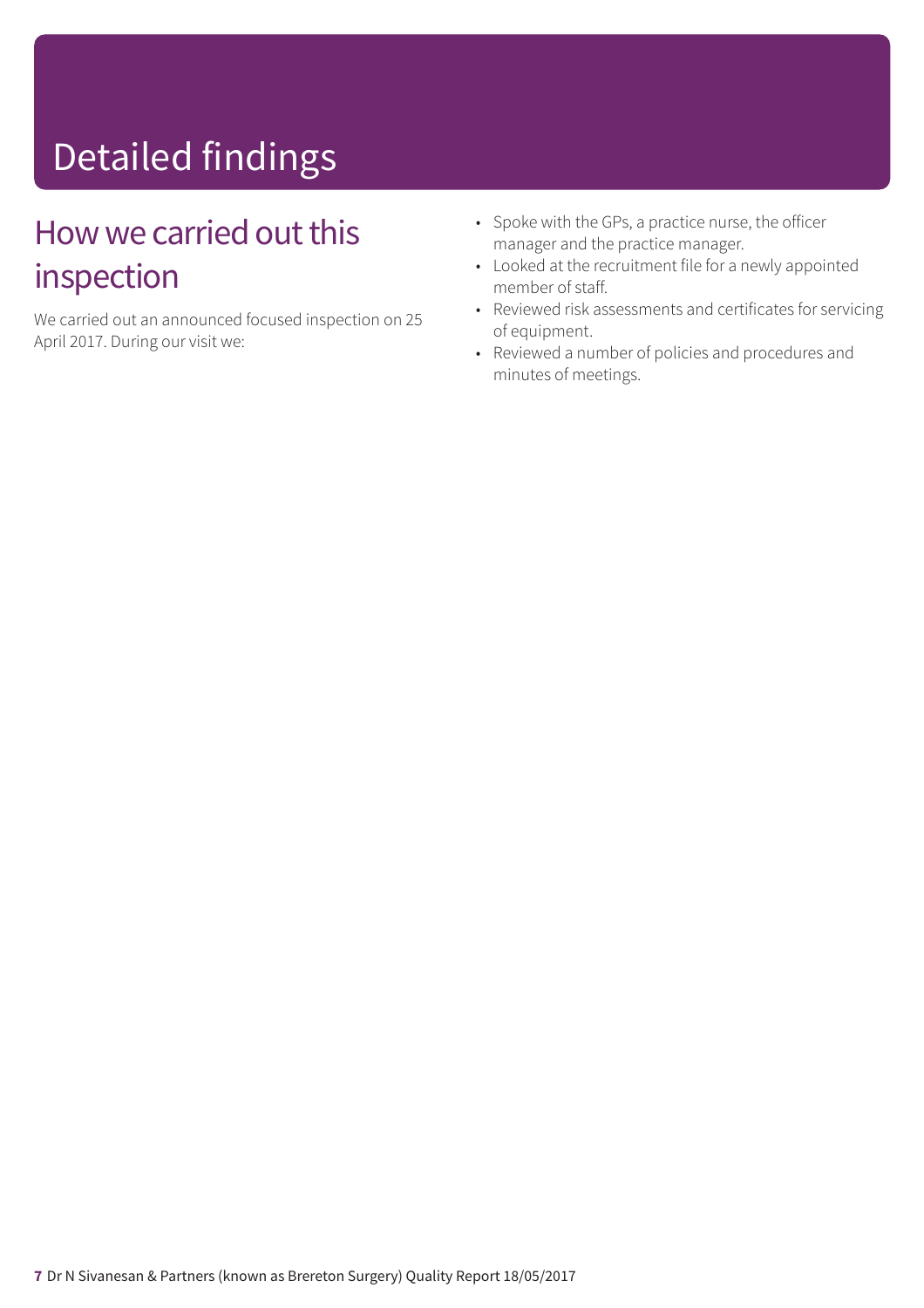# Detailed findings

## How we carried out this inspection

We carried out an announced focused inspection on 25 April 2017. During our visit we:

- Spoke with the GPs, a practice nurse, the officer manager and the practice manager.
- Looked at the recruitment file for a newly appointed member of staff.
- Reviewed risk assessments and certificates for servicing of equipment.
- Reviewed a number of policies and procedures and minutes of meetings.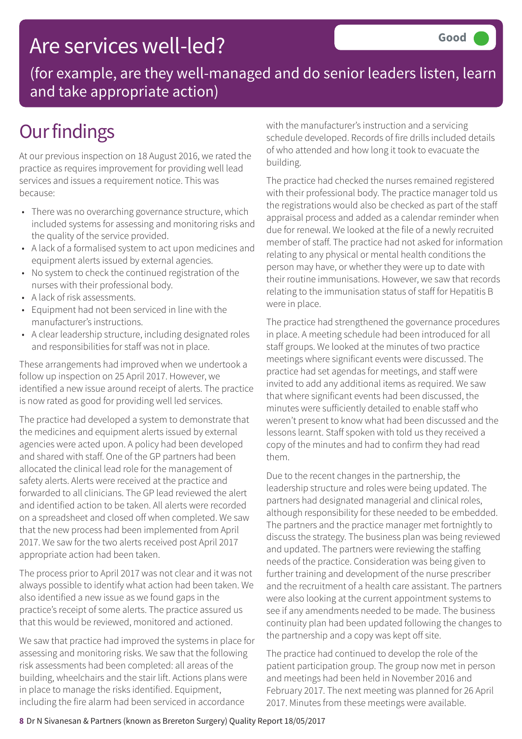# Are services well-led?

Good

(for example, are they well-managed and do senior leaders listen, learn and take appropriate action)

## Our findings

At our previous inspection on 18 August 2016, we rated the practice as requires improvement for providing well lead services and issues a requirement notice. This was because:

- There was no overarching governance structure, which included systems for assessing and monitoring risks and the quality of the service provided.
- A lack of a formalised system to act upon medicines and equipment alerts issued by external agencies.
- No system to check the continued registration of the nurses with their professional body.
- A lack of risk assessments.
- Equipment had not been serviced in line with the manufacturer's instructions.
- A clear leadership structure, including designated roles and responsibilities for staff was not in place.

These arrangements had improved when we undertook a follow up inspection on 25 April 2017. However, we identified a new issue around receipt of alerts. The practice is now rated as good for providing well led services.

The practice had developed a system to demonstrate that the medicines and equipment alerts issued by external agencies were acted upon. A policy had been developed and shared with staff. One of the GP partners had been allocated the clinical lead role for the management of safety alerts. Alerts were received at the practice and forwarded to all clinicians. The GP lead reviewed the alert and identified action to be taken. All alerts were recorded on a spreadsheet and closed off when completed. We saw that the new process had been implemented from April 2017. We saw for the two alerts received post April 2017 appropriate action had been taken.

The process prior to April 2017 was not clear and it was not always possible to identify what action had been taken. We also identified a new issue as we found gaps in the practice's receipt of some alerts. The practice assured us that this would be reviewed, monitored and actioned.

We saw that practice had improved the systems in place for assessing and monitoring risks. We saw that the following risk assessments had been completed: all areas of the building, wheelchairs and the stair lift. Actions plans were in place to manage the risks identified. Equipment, including the fire alarm had been serviced in accordance with the manufacturer's instruction and a servicing schedule developed. Records of fire drills included details of who attended and how long it took to evacuate the building.

The practice had checked the nurses remained registered with their professional body. The practice manager told us the registrations would also be checked as part of the staff appraisal process and added as a calendar reminder when due for renewal. We looked at the file of a newly recruited member of staff. The practice had not asked for information relating to any physical or mental health conditions the person may have, or whether they were up to date with their routine immunisations. However, we saw that records relating to the immunisation status of staff for Hepatitis B were in place.

The practice had strengthened the governance procedures in place. A meeting schedule had been introduced for all staff groups. We looked at the minutes of two practice meetings where significant events were discussed. The practice had set agendas for meetings, and staff were invited to add any additional items as required. We saw that where significant events had been discussed, the minutes were sufficiently detailed to enable staff who weren't present to know what had been discussed and the lessons learnt. Staff spoken with told us they received a copy of the minutes and had to confirm they had read them.

Due to the recent changes in the partnership, the leadership structure and roles were being updated. The partners had designated managerial and clinical roles, although responsibility for these needed to be embedded. The partners and the practice manager met fortnightly to discuss the strategy. The business plan was being reviewed and updated. The partners were reviewing the staffing needs of the practice. Consideration was being given to further training and development of the nurse prescriber and the recruitment of a health care assistant. The partners were also looking at the current appointment systems to see if any amendments needed to be made. The business continuity plan had been updated following the changes to the partnership and a copy was kept off site.

The practice had continued to develop the role of the patient participation group. The group now met in person and meetings had been held in November 2016 and February 2017. The next meeting was planned for 26 April 2017. Minutes from these meetings were available.